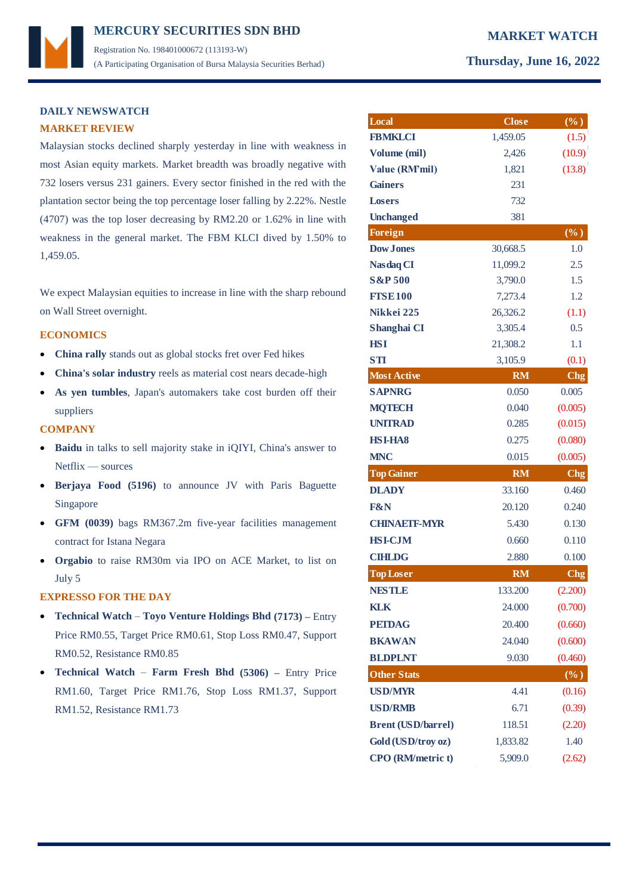# MERCURY SECURITIES SDN BHD

Registration No. 198401000672 (113193-W)

(A Participating Organisation of Bursa Malaysia Securities Berhad)

**MARKET WATCH**

**Thursday, June 16, 2022**

## DAILY NEWSWATCH

### MARKET REVIEW

Malaysian stocks declined sharply yesterday in line with weakness in most Asian equity markets. Market breadth was broadly negative with 732 losers versus 231 gainers. Every sector finished in the red with the plantation sector being the top percentage loser falling by 2.22%. Nestle (4707) was the top loser decreasing by RM2.20 or 1.62% in line with weakness in the general market. The FBM KLCI dived by 1.50% to 1,459.05.

We expect Malaysian equities to increase in line with the sharp rebound on Wall Street overnight.

### ECONOMICS

- **China rally** stands out as global stocks fret over Fed hikes
- **China's solar industry** reels as material cost nears decade-high
- **As yen tumbles**, Japan's automakers take cost burden off their suppliers

### COMPANY

- **Baidu** in talks to sell majority stake in iQIYI, China's answer to Netflix — sources
- **Berjaya Food (5196)** to announce JV with Paris Baguette Singapore
- **GFM (0039)** bags RM367.2m five-year facilities management contract for Istana Negara
- **Orgabio** to raise RM30m via IPO on ACE Market, to list on July 5

### EXPRESSO FOR THE DAY

- **Technical Watch** – **Toyo Venture Holdings Bhd (7173) –** Entry Price RM0.55, Target Price RM0.61, Stop Loss RM0.47, Support RM0.52, Resistance RM0.85
- **Technical Watch** – **Farm Fresh Bhd (5306) –** Entry Price RM1.60, Target Price RM1.76, Stop Loss RM1.37, Support RM1.52, Resistance RM1.73

| Local | Close | (%) |
|---|---|---|
| FBMKLCI | 1,459.05 | (1.5) |
| Volume (mil) | 2,426 | (10.9) |
| Value (RM'mil) | 1,821 | (13.8) |
| Gainers | 231 | |
| Losers | 732 | |
| Unchanged | 381 | |
| **Foreign** | | **(%)** |
| Dow Jones | 30,668.5 | 1.0 |
| Nasdaq CI | 11,099.2 | 2.5 |
| S&P 500 | 3,790.0 | 1.5 |
| FTSE 100 | 7,273.4 | 1.2 |
| Nikkei 225 | 26,326.2 | (1.1) |
| Shanghai CI | 3,305.4 | 0.5 |
| HSI | 21,308.2 | 1.1 |
| STI | 3,105.9 | (0.1) |
| **Most Active** | **RM** | **Chg** |
| SAPNRG | 0.050 | 0.005 |
| MQTECH | 0.040 | (0.005) |
| UNITRAD | 0.285 | (0.015) |
| HSI-HA8 | 0.275 | (0.080) |
| MNC | 0.015 | (0.005) |
| **Top Gainer** | **RM** | **Chg** |
| DLADY | 33.160 | 0.460 |
| F&N | 20.120 | 0.240 |
| CHINAETF-MYR | 5.430 | 0.130 |
| HSI-CJM | 0.660 | 0.110 |
| CIHLDG | 2.880 | 0.100 |
| **Top Loser** | **RM** | **Chg** |
| NESTLE | 133.200 | (2.200) |
| KLK | 24.000 | (0.700) |
| PETDAG | 20.400 | (0.660) |
| BKAWAN | 24.040 | (0.600) |
| BLDPLNT | 9.030 | (0.460) |
| **Other Stats** | | **(%)** |
| USD/MYR | 4.41 | (0.16) |
| USD/RMB | 6.71 | (0.39) |
| Brent (USD/barrel) | 118.51 | (2.20) |
| Gold (USD/troy oz) | 1,833.82 | 1.40 |
| CPO (RM/metric t) | 5,909.0 | (2.62) |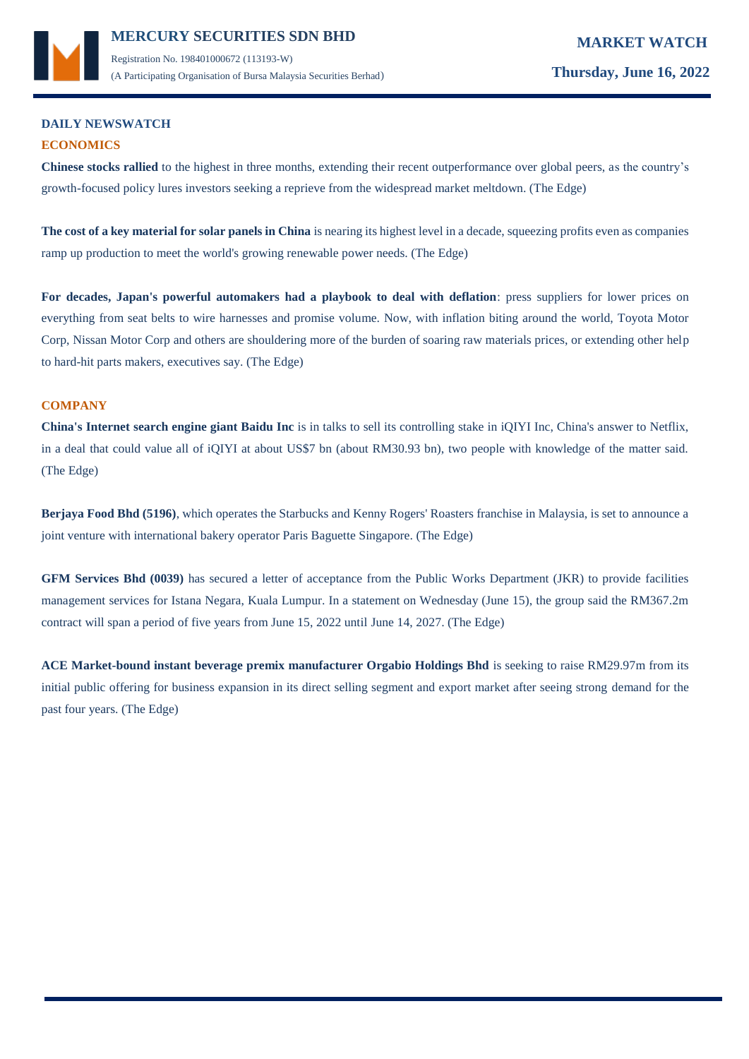## DAILY NEWSWATCH

### ECONOMICS

**Chinese stocks rallied** to the highest in three months, extending their recent outperformance over global peers, as the country's growth-focused policy lures investors seeking a reprieve from the widespread market meltdown. (The Edge)

**The cost of a key material for solar panels in China** is nearing its highest level in a decade, squeezing profits even as companies ramp up production to meet the world's growing renewable power needs. (The Edge)

**For decades, Japan's powerful automakers had a playbook to deal with deflation**: press suppliers for lower prices on everything from seat belts to wire harnesses and promise volume. Now, with inflation biting around the world, Toyota Motor Corp, Nissan Motor Corp and others are shouldering more of the burden of soaring raw materials prices, or extending other help to hard-hit parts makers, executives say. (The Edge)

### COMPANY

**China's Internet search engine giant Baidu Inc** is in talks to sell its controlling stake in iQIYI Inc, China's answer to Netflix, in a deal that could value all of iQIYI at about US$7 bn (about RM30.93 bn), two people with knowledge of the matter said. (The Edge)

**Berjaya Food Bhd (5196)**, which operates the Starbucks and Kenny Rogers' Roasters franchise in Malaysia, is set to announce a joint venture with international bakery operator Paris Baguette Singapore. (The Edge)

**GFM Services Bhd (0039)** has secured a letter of acceptance from the Public Works Department (JKR) to provide facilities management services for Istana Negara, Kuala Lumpur. In a statement on Wednesday (June 15), the group said the RM367.2m contract will span a period of five years from June 15, 2022 until June 14, 2027. (The Edge)

**ACE Market-bound instant beverage premix manufacturer Orgabio Holdings Bhd** is seeking to raise RM29.97m from its initial public offering for business expansion in its direct selling segment and export market after seeing strong demand for the past four years. (The Edge)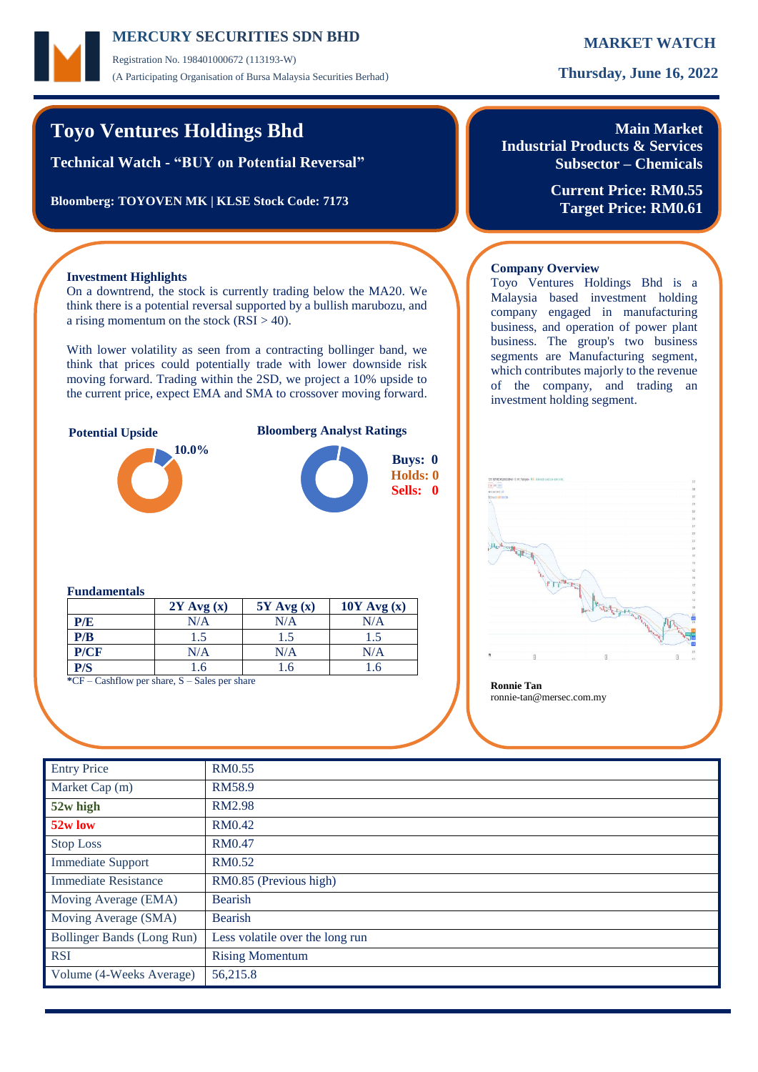# Toyo Ventures Holdings Bhd

**Technical Watch - "BUY on Potential Reversal"**

**Bloomberg: TOYOVEN MK | KLSE Stock Code: 7173**

**Main Market**
**Industrial Products & Services**
**Subsector – Chemicals**

**Current Price: RM0.55**
**Target Price: RM0.61**

### Investment Highlights

On a downtrend, the stock is currently trading below the MA20. We think there is a potential reversal supported by a bullish marubozu, and a rising momentum on the stock (RSI > 40).

With lower volatility as seen from a contracting bollinger band, we think that prices could potentially trade with lower downside risk moving forward. Trading within the 2SD, we project a 10% upside to the current price, expect EMA and SMA to crossover moving forward.

**Potential Upside**

10.0%

**Bloomberg Analyst Ratings**

Buys: 0
Holds: 0
Sells: 0

### Fundamentals

| | 2Y Avg (x) | 5Y Avg (x) | 10Y Avg (x) |
|---|---|---|---|
| **P/E** | N/A | N/A | N/A |
| **P/B** | 1.5 | 1.5 | 1.5 |
| **P/CF** | N/A | N/A | N/A |
| **P/S** | 1.6 | 1.6 | 1.6 |

*CF – Cashflow per share, S – Sales per share

### Company Overview

Toyo Ventures Holdings Bhd is a Malaysia based investment holding company engaged in manufacturing business, and operation of power plant business. The group's two business segments are Manufacturing segment, which contributes majorly to the revenue of the company, and trading an investment holding segment.

**Ronnie Tan**
ronnie-tan@mersec.com.my

| Entry Price | RM0.55 |
|---|---|
| Market Cap (m) | RM58.9 |
| **52w high** | RM2.98 |
| **52w low** | RM0.42 |
| Stop Loss | RM0.47 |
| Immediate Support | RM0.52 |
| Immediate Resistance | RM0.85 (Previous high) |
| Moving Average (EMA) | Bearish |
| Moving Average (SMA) | Bearish |
| Bollinger Bands (Long Run) | Less volatile over the long run |
| RSI | Rising Momentum |
| Volume (4-Weeks Average) | 56,215.8 |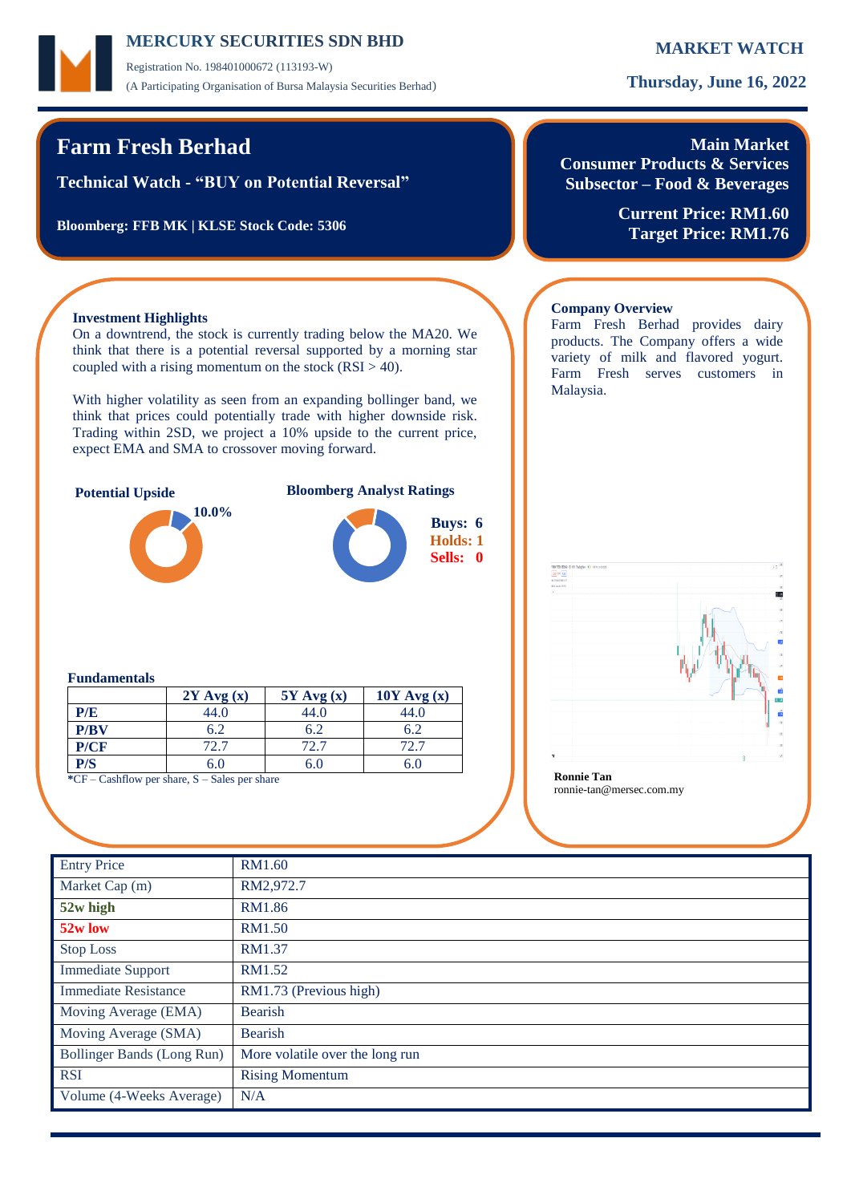**MERCURY SECURITIES SDN BHD**

Registration No. 198401000672 (113193-W)

(A Participating Organisation of Bursa Malaysia Securities Berhad)

**MARKET WATCH**

**Thursday, June 16, 2022**

# Farm Fresh Berhad

**Technical Watch - "BUY on Potential Reversal"**

**Bloomberg: FFB MK | KLSE Stock Code: 5306**

**Main Market**
**Consumer Products & Services**
**Subsector – Food & Beverages**

**Current Price: RM1.60**
**Target Price: RM1.76**

### Investment Highlights

On a downtrend, the stock is currently trading below the MA20. We think that there is a potential reversal supported by a morning star coupled with a rising momentum on the stock (RSI > 40).

With higher volatility as seen from an expanding bollinger band, we think that prices could potentially trade with higher downside risk. Trading within 2SD, we project a 10% upside to the current price, expect EMA and SMA to crossover moving forward.

**Potential Upside**

10.0%

**Bloomberg Analyst Ratings**

**Buys: 6**
**Holds: 1**
**Sells: 0**

### Fundamentals

| | 2Y Avg (x) | 5Y Avg (x) | 10Y Avg (x) |
|---|---|---|---|
| **P/E** | 44.0 | 44.0 | 44.0 |
| **P/BV** | 6.2 | 6.2 | 6.2 |
| **P/CF** | 72.7 | 72.7 | 72.7 |
| **P/S** | 6.0 | 6.0 | 6.0 |

***CF** – Cashflow per share, S – Sales per share

### Company Overview

Farm Fresh Berhad provides dairy products. The Company offers a wide variety of milk and flavored yogurt. Farm Fresh serves customers in Malaysia.

**Ronnie Tan**
ronnie-tan@mersec.com.my

| Entry Price | RM1.60 |
|---|---|
| Market Cap (m) | RM2,972.7 |
| **52w high** | RM1.86 |
| **52w low** | RM1.50 |
| Stop Loss | RM1.37 |
| Immediate Support | RM1.52 |
| Immediate Resistance | RM1.73 (Previous high) |
| Moving Average (EMA) | Bearish |
| Moving Average (SMA) | Bearish |
| Bollinger Bands (Long Run) | More volatile over the long run |
| RSI | Rising Momentum |
| Volume (4-Weeks Average) | N/A |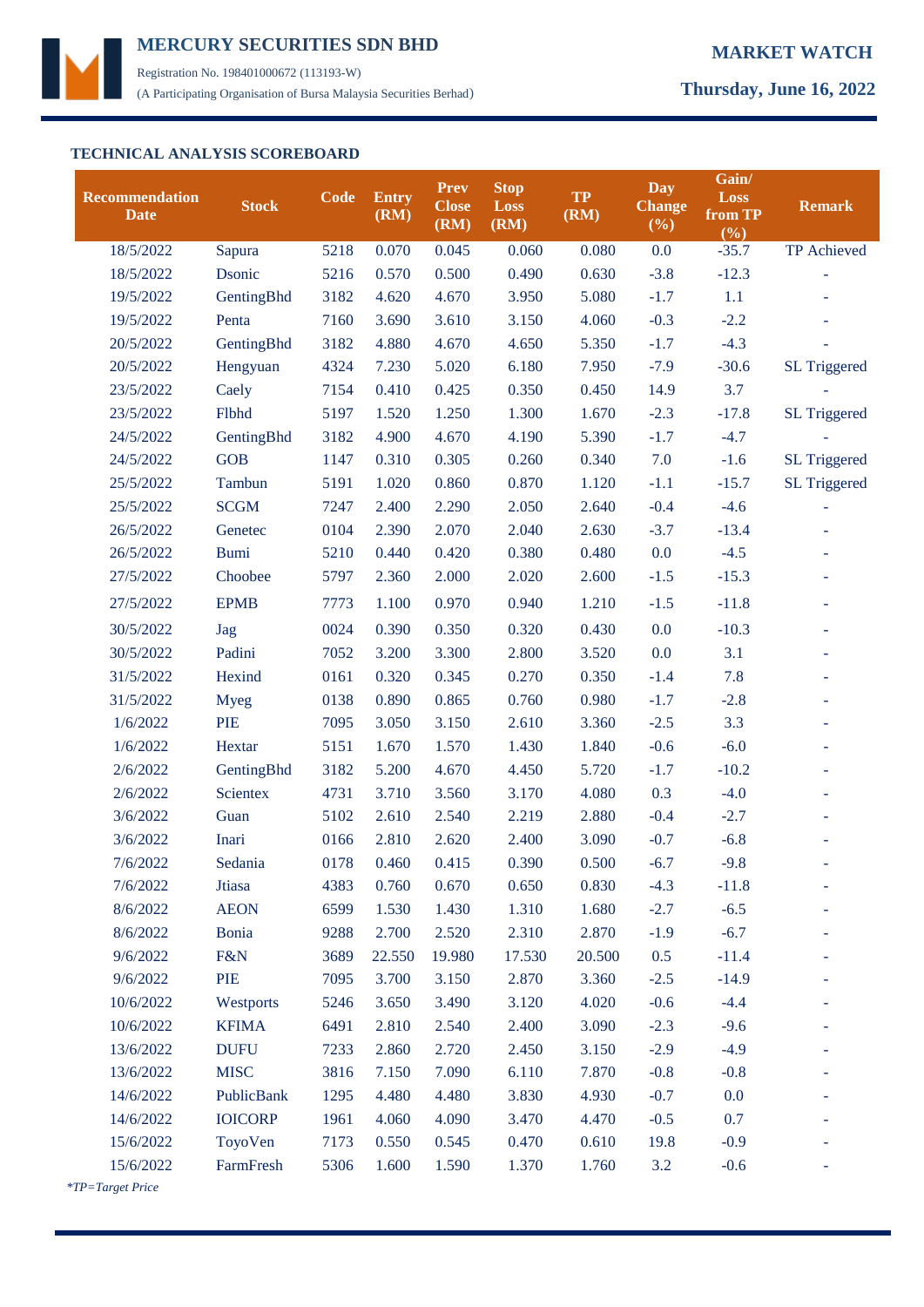## TECHNICAL ANALYSIS SCOREBOARD

| Recommendation Date | Stock | Code | Entry (RM) | Prev Close (RM) | Stop Loss (RM) | TP (RM) | Day Change (%) | Gain/ Loss from TP (%) | Remark |
|---|---|---|---|---|---|---|---|---|---|
| 18/5/2022 | Sapura | 5218 | 0.070 | 0.045 | 0.060 | 0.080 | 0.0 | -35.7 | TP Achieved |
| 18/5/2022 | Dsonic | 5216 | 0.570 | 0.500 | 0.490 | 0.630 | -3.8 | -12.3 | - |
| 19/5/2022 | GentingBhd | 3182 | 4.620 | 4.670 | 3.950 | 5.080 | -1.7 | 1.1 | - |
| 19/5/2022 | Penta | 7160 | 3.690 | 3.610 | 3.150 | 4.060 | -0.3 | -2.2 | - |
| 20/5/2022 | GentingBhd | 3182 | 4.880 | 4.670 | 4.650 | 5.350 | -1.7 | -4.3 | - |
| 20/5/2022 | Hengyuan | 4324 | 7.230 | 5.020 | 6.180 | 7.950 | -7.9 | -30.6 | SL Triggered |
| 23/5/2022 | Caely | 7154 | 0.410 | 0.425 | 0.350 | 0.450 | 14.9 | 3.7 | - |
| 23/5/2022 | Flbhd | 5197 | 1.520 | 1.250 | 1.300 | 1.670 | -2.3 | -17.8 | SL Triggered |
| 24/5/2022 | GentingBhd | 3182 | 4.900 | 4.670 | 4.190 | 5.390 | -1.7 | -4.7 | - |
| 24/5/2022 | GOB | 1147 | 0.310 | 0.305 | 0.260 | 0.340 | 7.0 | -1.6 | SL Triggered |
| 25/5/2022 | Tambun | 5191 | 1.020 | 0.860 | 0.870 | 1.120 | -1.1 | -15.7 | SL Triggered |
| 25/5/2022 | SCGM | 7247 | 2.400 | 2.290 | 2.050 | 2.640 | -0.4 | -4.6 | - |
| 26/5/2022 | Genetec | 0104 | 2.390 | 2.070 | 2.040 | 2.630 | -3.7 | -13.4 | - |
| 26/5/2022 | Bumi | 5210 | 0.440 | 0.420 | 0.380 | 0.480 | 0.0 | -4.5 | - |
| 27/5/2022 | Choobee | 5797 | 2.360 | 2.000 | 2.020 | 2.600 | -1.5 | -15.3 | - |
| 27/5/2022 | EPMB | 7773 | 1.100 | 0.970 | 0.940 | 1.210 | -1.5 | -11.8 | - |
| 30/5/2022 | Jag | 0024 | 0.390 | 0.350 | 0.320 | 0.430 | 0.0 | -10.3 | - |
| 30/5/2022 | Padini | 7052 | 3.200 | 3.300 | 2.800 | 3.520 | 0.0 | 3.1 | - |
| 31/5/2022 | Hexind | 0161 | 0.320 | 0.345 | 0.270 | 0.350 | -1.4 | 7.8 | - |
| 31/5/2022 | Myeg | 0138 | 0.890 | 0.865 | 0.760 | 0.980 | -1.7 | -2.8 | - |
| 1/6/2022 | PIE | 7095 | 3.050 | 3.150 | 2.610 | 3.360 | -2.5 | 3.3 | - |
| 1/6/2022 | Hextar | 5151 | 1.670 | 1.570 | 1.430 | 1.840 | -0.6 | -6.0 | - |
| 2/6/2022 | GentingBhd | 3182 | 5.200 | 4.670 | 4.450 | 5.720 | -1.7 | -10.2 | - |
| 2/6/2022 | Scientex | 4731 | 3.710 | 3.560 | 3.170 | 4.080 | 0.3 | -4.0 | - |
| 3/6/2022 | Guan | 5102 | 2.610 | 2.540 | 2.219 | 2.880 | -0.4 | -2.7 | - |
| 3/6/2022 | Inari | 0166 | 2.810 | 2.620 | 2.400 | 3.090 | -0.7 | -6.8 | - |
| 7/6/2022 | Sedania | 0178 | 0.460 | 0.415 | 0.390 | 0.500 | -6.7 | -9.8 | - |
| 7/6/2022 | Jtiasa | 4383 | 0.760 | 0.670 | 0.650 | 0.830 | -4.3 | -11.8 | - |
| 8/6/2022 | AEON | 6599 | 1.530 | 1.430 | 1.310 | 1.680 | -2.7 | -6.5 | - |
| 8/6/2022 | Bonia | 9288 | 2.700 | 2.520 | 2.310 | 2.870 | -1.9 | -6.7 | - |
| 9/6/2022 | F&N | 3689 | 22.550 | 19.980 | 17.530 | 20.500 | 0.5 | -11.4 | - |
| 9/6/2022 | PIE | 7095 | 3.700 | 3.150 | 2.870 | 3.360 | -2.5 | -14.9 | - |
| 10/6/2022 | Westports | 5246 | 3.650 | 3.490 | 3.120 | 4.020 | -0.6 | -4.4 | - |
| 10/6/2022 | KFIMA | 6491 | 2.810 | 2.540 | 2.400 | 3.090 | -2.3 | -9.6 | - |
| 13/6/2022 | DUFU | 7233 | 2.860 | 2.720 | 2.450 | 3.150 | -2.9 | -4.9 | - |
| 13/6/2022 | MISC | 3816 | 7.150 | 7.090 | 6.110 | 7.870 | -0.8 | -0.8 | - |
| 14/6/2022 | PublicBank | 1295 | 4.480 | 4.480 | 3.830 | 4.930 | -0.7 | 0.0 | - |
| 14/6/2022 | IOICORP | 1961 | 4.060 | 4.090 | 3.470 | 4.470 | -0.5 | 0.7 | - |
| 15/6/2022 | ToyoVen | 7173 | 0.550 | 0.545 | 0.470 | 0.610 | 19.8 | -0.9 | - |
| 15/6/2022 | FarmFresh | 5306 | 1.600 | 1.590 | 1.370 | 1.760 | 3.2 | -0.6 | - |

*\*TP=Target Price*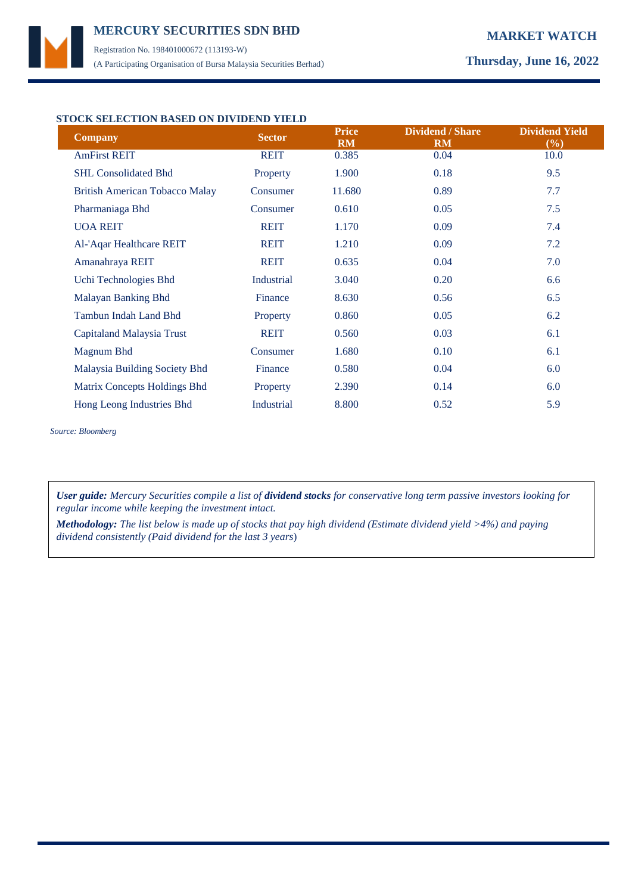## STOCK SELECTION BASED ON DIVIDEND YIELD

| Company | Sector | Price RM | Dividend / Share RM | Dividend Yield (%) |
|---|---|---|---|---|
| AmFirst REIT | REIT | 0.385 | 0.04 | 10.0 |
| SHL Consolidated Bhd | Property | 1.900 | 0.18 | 9.5 |
| British American Tobacco Malay | Consumer | 11.680 | 0.89 | 7.7 |
| Pharmaniaga Bhd | Consumer | 0.610 | 0.05 | 7.5 |
| UOA REIT | REIT | 1.170 | 0.09 | 7.4 |
| Al-'Aqar Healthcare REIT | REIT | 1.210 | 0.09 | 7.2 |
| Amanahraya REIT | REIT | 0.635 | 0.04 | 7.0 |
| Uchi Technologies Bhd | Industrial | 3.040 | 0.20 | 6.6 |
| Malayan Banking Bhd | Finance | 8.630 | 0.56 | 6.5 |
| Tambun Indah Land Bhd | Property | 0.860 | 0.05 | 6.2 |
| Capitaland Malaysia Trust | REIT | 0.560 | 0.03 | 6.1 |
| Magnum Bhd | Consumer | 1.680 | 0.10 | 6.1 |
| Malaysia Building Society Bhd | Finance | 0.580 | 0.04 | 6.0 |
| Matrix Concepts Holdings Bhd | Property | 2.390 | 0.14 | 6.0 |
| Hong Leong Industries Bhd | Industrial | 8.800 | 0.52 | 5.9 |

*Source: Bloomberg*

***User guide:*** *Mercury Securities compile a list of* ***dividend stocks*** *for conservative long term passive investors looking for regular income while keeping the investment intact.*

***Methodology:*** *The list below is made up of stocks that pay high dividend (Estimate dividend yield >4%) and paying dividend consistently (Paid dividend for the last 3 years)*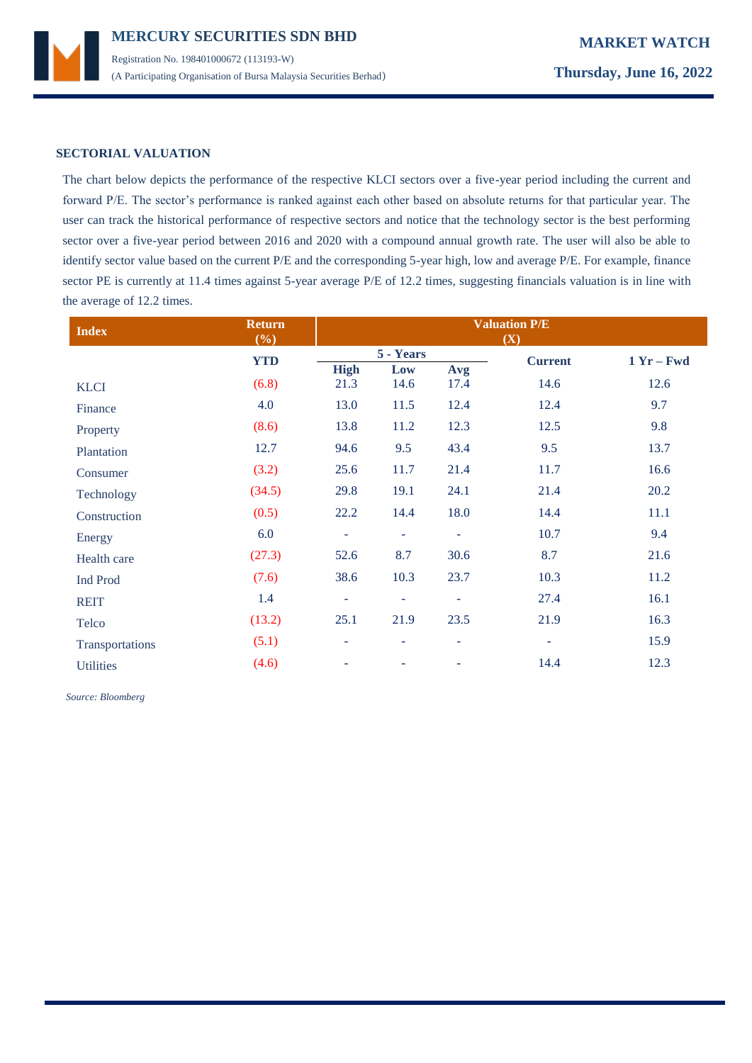## SECTORIAL VALUATION

The chart below depicts the performance of the respective KLCI sectors over a five-year period including the current and forward P/E. The sector's performance is ranked against each other based on absolute returns for that particular year. The user can track the historical performance of respective sectors and notice that the technology sector is the best performing sector over a five-year period between 2016 and 2020 with a compound annual growth rate. The user will also be able to identify sector value based on the current P/E and the corresponding 5-year high, low and average P/E. For example, finance sector PE is currently at 11.4 times against 5-year average P/E of 12.2 times, suggesting financials valuation is in line with the average of 12.2 times.

| Index | Return (%) | Valuation P/E (X) | | | | |
|---|---|---|---|---|---|---|
| | YTD | 5 - Years | | | Current | 1 Yr – Fwd |
| | | High | Low | Avg | | |
| KLCI | (6.8) | 21.3 | 14.6 | 17.4 | 14.6 | 12.6 |
| Finance | 4.0 | 13.0 | 11.5 | 12.4 | 12.4 | 9.7 |
| Property | (8.6) | 13.8 | 11.2 | 12.3 | 12.5 | 9.8 |
| Plantation | 12.7 | 94.6 | 9.5 | 43.4 | 9.5 | 13.7 |
| Consumer | (3.2) | 25.6 | 11.7 | 21.4 | 11.7 | 16.6 |
| Technology | (34.5) | 29.8 | 19.1 | 24.1 | 21.4 | 20.2 |
| Construction | (0.5) | 22.2 | 14.4 | 18.0 | 14.4 | 11.1 |
| Energy | 6.0 | - | - | - | 10.7 | 9.4 |
| Health care | (27.3) | 52.6 | 8.7 | 30.6 | 8.7 | 21.6 |
| Ind Prod | (7.6) | 38.6 | 10.3 | 23.7 | 10.3 | 11.2 |
| REIT | 1.4 | - | - | - | 27.4 | 16.1 |
| Telco | (13.2) | 25.1 | 21.9 | 23.5 | 21.9 | 16.3 |
| Transportations | (5.1) | - | - | - | - | 15.9 |
| Utilities | (4.6) | - | - | - | 14.4 | 12.3 |

*Source: Bloomberg*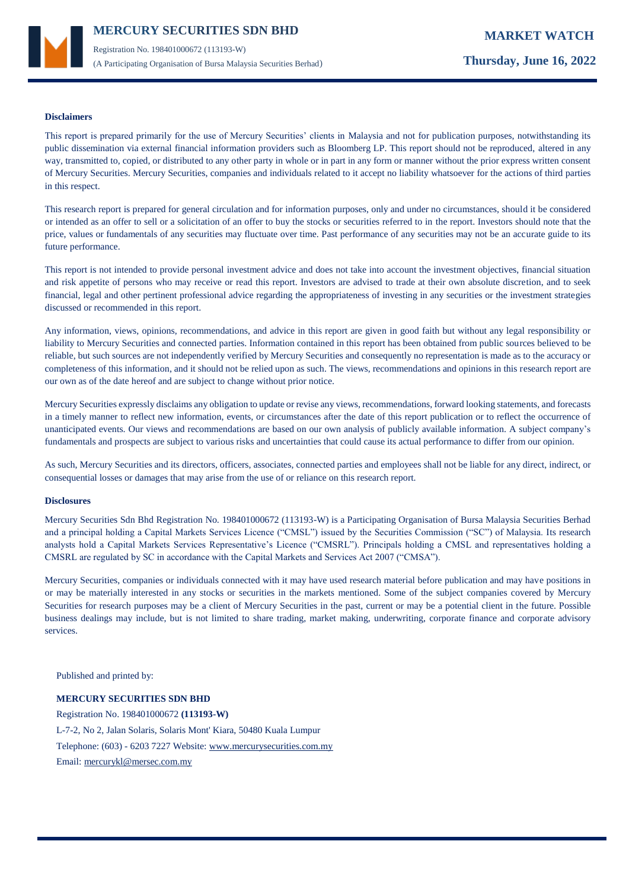**Disclaimers**

This report is prepared primarily for the use of Mercury Securities' clients in Malaysia and not for publication purposes, notwithstanding its public dissemination via external financial information providers such as Bloomberg LP. This report should not be reproduced, altered in any way, transmitted to, copied, or distributed to any other party in whole or in part in any form or manner without the prior express written consent of Mercury Securities. Mercury Securities, companies and individuals related to it accept no liability whatsoever for the actions of third parties in this respect.

This research report is prepared for general circulation and for information purposes, only and under no circumstances, should it be considered or intended as an offer to sell or a solicitation of an offer to buy the stocks or securities referred to in the report. Investors should note that the price, values or fundamentals of any securities may fluctuate over time. Past performance of any securities may not be an accurate guide to its future performance.

This report is not intended to provide personal investment advice and does not take into account the investment objectives, financial situation and risk appetite of persons who may receive or read this report. Investors are advised to trade at their own absolute discretion, and to seek financial, legal and other pertinent professional advice regarding the appropriateness of investing in any securities or the investment strategies discussed or recommended in this report.

Any information, views, opinions, recommendations, and advice in this report are given in good faith but without any legal responsibility or liability to Mercury Securities and connected parties. Information contained in this report has been obtained from public sources believed to be reliable, but such sources are not independently verified by Mercury Securities and consequently no representation is made as to the accuracy or completeness of this information, and it should not be relied upon as such. The views, recommendations and opinions in this research report are our own as of the date hereof and are subject to change without prior notice.

Mercury Securities expressly disclaims any obligation to update or revise any views, recommendations, forward looking statements, and forecasts in a timely manner to reflect new information, events, or circumstances after the date of this report publication or to reflect the occurrence of unanticipated events. Our views and recommendations are based on our own analysis of publicly available information. A subject company's fundamentals and prospects are subject to various risks and uncertainties that could cause its actual performance to differ from our opinion.

As such, Mercury Securities and its directors, officers, associates, connected parties and employees shall not be liable for any direct, indirect, or consequential losses or damages that may arise from the use of or reliance on this research report.

**Disclosures**

Mercury Securities Sdn Bhd Registration No. 198401000672 (113193-W) is a Participating Organisation of Bursa Malaysia Securities Berhad and a principal holding a Capital Markets Services Licence ("CMSL") issued by the Securities Commission ("SC") of Malaysia. Its research analysts hold a Capital Markets Services Representative's Licence ("CMSRL"). Principals holding a CMSL and representatives holding a CMSRL are regulated by SC in accordance with the Capital Markets and Services Act 2007 ("CMSA").

Mercury Securities, companies or individuals connected with it may have used research material before publication and may have positions in or may be materially interested in any stocks or securities in the markets mentioned. Some of the subject companies covered by Mercury Securities for research purposes may be a client of Mercury Securities in the past, current or may be a potential client in the future. Possible business dealings may include, but is not limited to share trading, market making, underwriting, corporate finance and corporate advisory services.

Published and printed by:

**MERCURY SECURITIES SDN BHD**
Registration No. 198401000672 **(113193-W)**
L-7-2, No 2, Jalan Solaris, Solaris Mont' Kiara, 50480 Kuala Lumpur
Telephone: (603) - 6203 7227 Website: www.mercurysecurities.com.my
Email: mercurykl@mersec.com.my